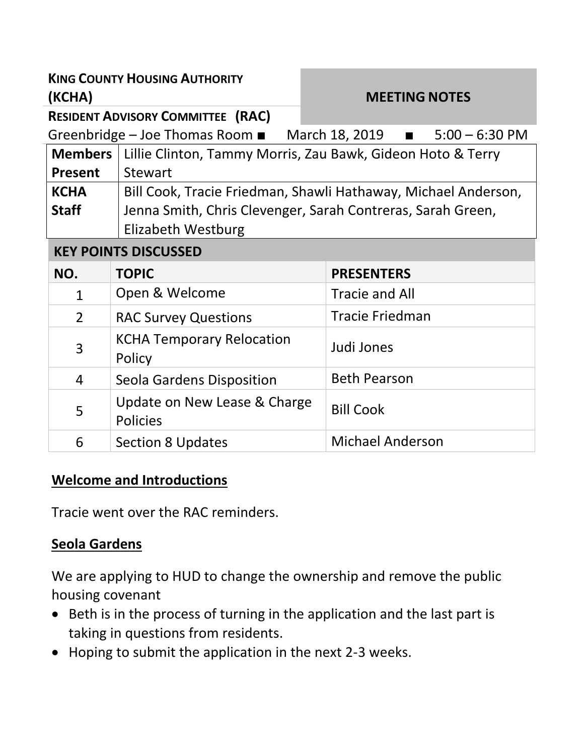**KING COUNTY HOUSING AUTHORITY (KCHA)**

**RESIDENT ADVISORY COMMITTEE (RAC)**

**MEETING NOTES**

Greenbridge – Joe Thomas Room ■ March 18, 2019 ■ 5:00 – 6:30 PM

| | |
|---|---|
| **Members Present** | Lillie Clinton, Tammy Morris, Zau Bawk, Gideon Hoto & Terry Stewart |
| **KCHA Staff** | Bill Cook, Tracie Friedman, Shawli Hathaway, Michael Anderson, Jenna Smith, Chris Clevenger, Sarah Contreras, Sarah Green, Elizabeth Westburg |

## KEY POINTS DISCUSSED

| NO. | TOPIC | PRESENTERS |
|---|---|---|
| 1 | Open & Welcome | Tracie and All |
| 2 | RAC Survey Questions | Tracie Friedman |
| 3 | KCHA Temporary Relocation Policy | Judi Jones |
| 4 | Seola Gardens Disposition | Beth Pearson |
| 5 | Update on New Lease & Charge Policies | Bill Cook |
| 6 | Section 8 Updates | Michael Anderson |

**Welcome and Introductions**

Tracie went over the RAC reminders.

**Seola Gardens**

We are applying to HUD to change the ownership and remove the public housing covenant

- Beth is in the process of turning in the application and the last part is taking in questions from residents.
- Hoping to submit the application in the next 2-3 weeks.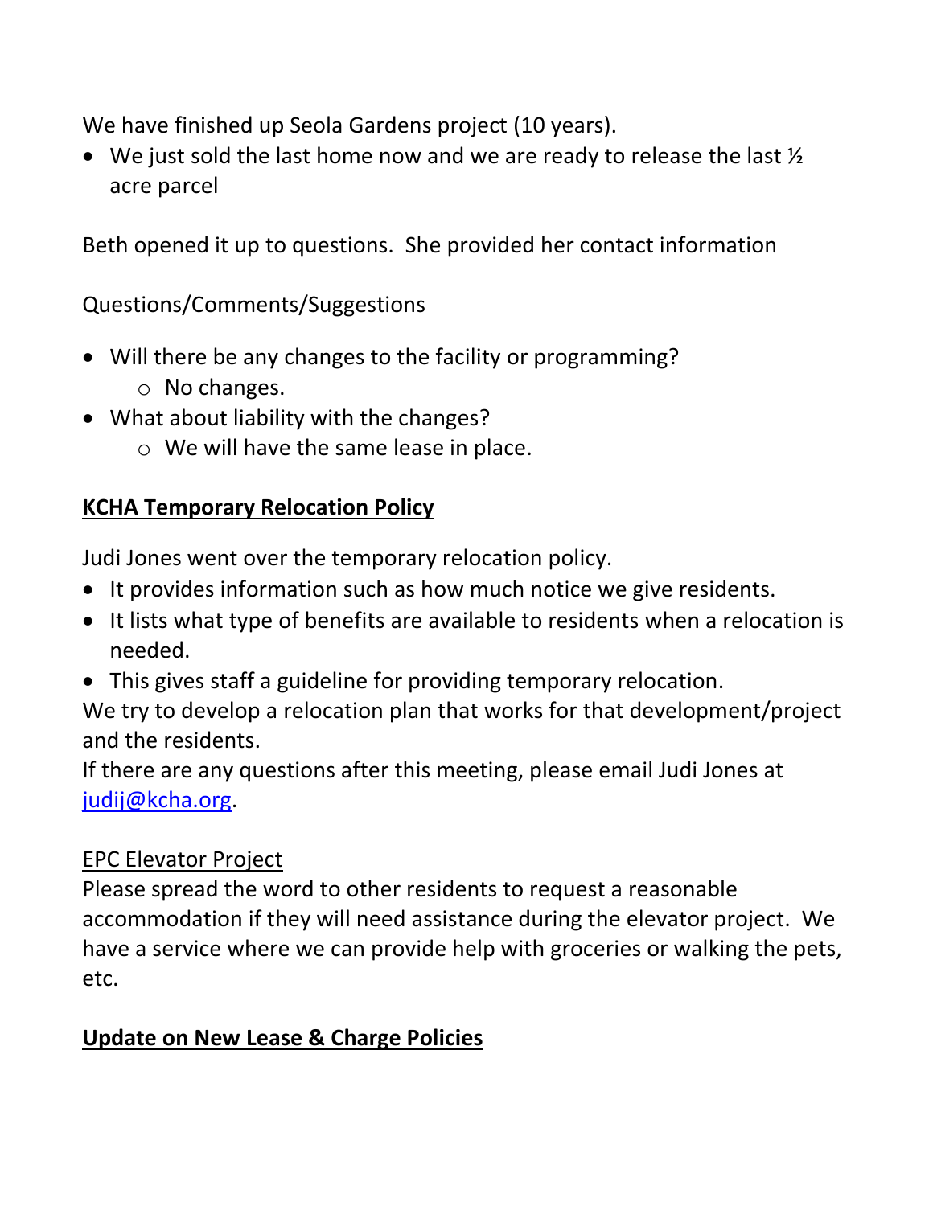We have finished up Seola Gardens project (10 years).

- We just sold the last home now and we are ready to release the last ½ acre parcel

Beth opened it up to questions. She provided her contact information

Questions/Comments/Suggestions

- Will there be any changes to the facility or programming?
  - No changes.
- What about liability with the changes?
  - We will have the same lease in place.

**<u>KCHA Temporary Relocation Policy</u>**

Judi Jones went over the temporary relocation policy.

- It provides information such as how much notice we give residents.
- It lists what type of benefits are available to residents when a relocation is needed.
- This gives staff a guideline for providing temporary relocation.

We try to develop a relocation plan that works for that development/project and the residents.
If there are any questions after this meeting, please email Judi Jones at [judij@kcha.org](mailto:judij@kcha.org).

<u>EPC Elevator Project</u>
Please spread the word to other residents to request a reasonable accommodation if they will need assistance during the elevator project. We have a service where we can provide help with groceries or walking the pets, etc.

**<u>Update on New Lease & Charge Policies</u>**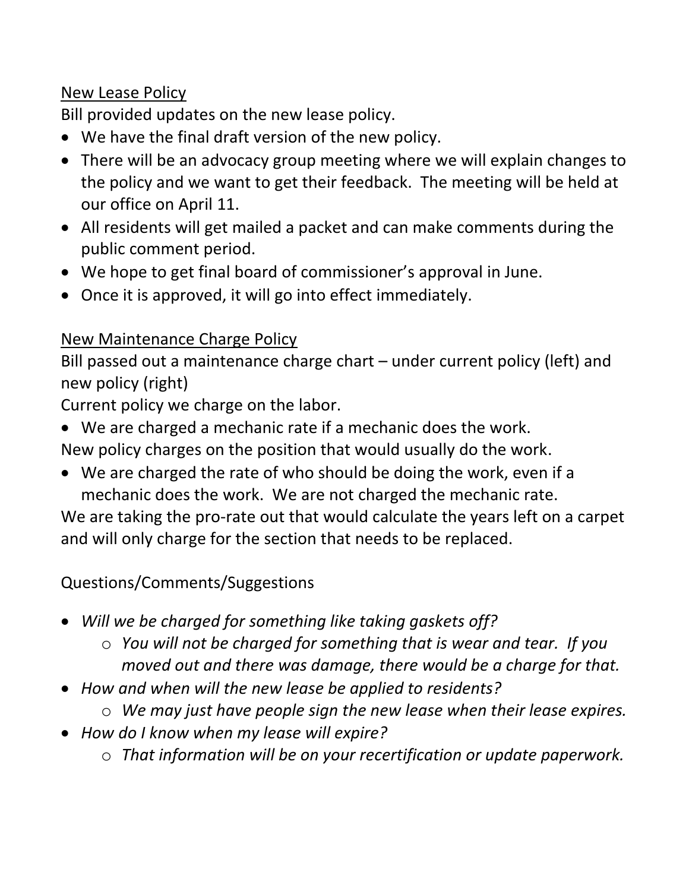New Lease Policy

Bill provided updates on the new lease policy.

- We have the final draft version of the new policy.
- There will be an advocacy group meeting where we will explain changes to the policy and we want to get their feedback. The meeting will be held at our office on April 11.
- All residents will get mailed a packet and can make comments during the public comment period.
- We hope to get final board of commissioner's approval in June.
- Once it is approved, it will go into effect immediately.

New Maintenance Charge Policy

Bill passed out a maintenance charge chart – under current policy (left) and new policy (right)

Current policy we charge on the labor.

- We are charged a mechanic rate if a mechanic does the work.

New policy charges on the position that would usually do the work.

- We are charged the rate of who should be doing the work, even if a mechanic does the work. We are not charged the mechanic rate.

We are taking the pro-rate out that would calculate the years left on a carpet and will only charge for the section that needs to be replaced.

Questions/Comments/Suggestions

- *Will we be charged for something like taking gaskets off?*
  - *You will not be charged for something that is wear and tear. If you moved out and there was damage, there would be a charge for that.*
- *How and when will the new lease be applied to residents?*
  - *We may just have people sign the new lease when their lease expires.*
- *How do I know when my lease will expire?*
  - *That information will be on your recertification or update paperwork.*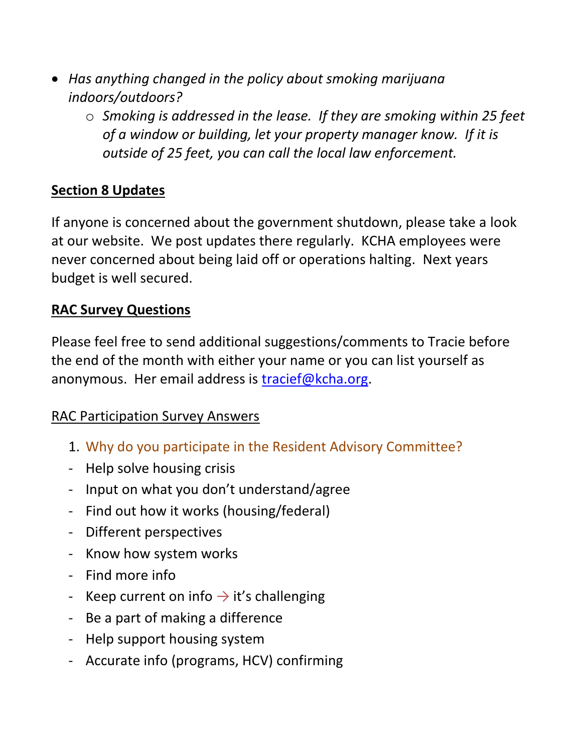- *Has anything changed in the policy about smoking marijuana indoors/outdoors?*
  - *Smoking is addressed in the lease. If they are smoking within 25 feet of a window or building, let your property manager know. If it is outside of 25 feet, you can call the local law enforcement.*

**<u>Section 8 Updates</u>**

If anyone is concerned about the government shutdown, please take a look at our website. We post updates there regularly. KCHA employees were never concerned about being laid off or operations halting. Next years budget is well secured.

**<u>RAC Survey Questions</u>**

Please feel free to send additional suggestions/comments to Tracie before the end of the month with either your name or you can list yourself as anonymous. Her email address is [tracief@kcha.org](mailto:tracief@kcha.org).

<u>RAC Participation Survey Answers</u>

1. Why do you participate in the Resident Advisory Committee?

- Help solve housing crisis
- Input on what you don't understand/agree
- Find out how it works (housing/federal)
- Different perspectives
- Know how system works
- Find more info
- Keep current on info → it's challenging
- Be a part of making a difference
- Help support housing system
- Accurate info (programs, HCV) confirming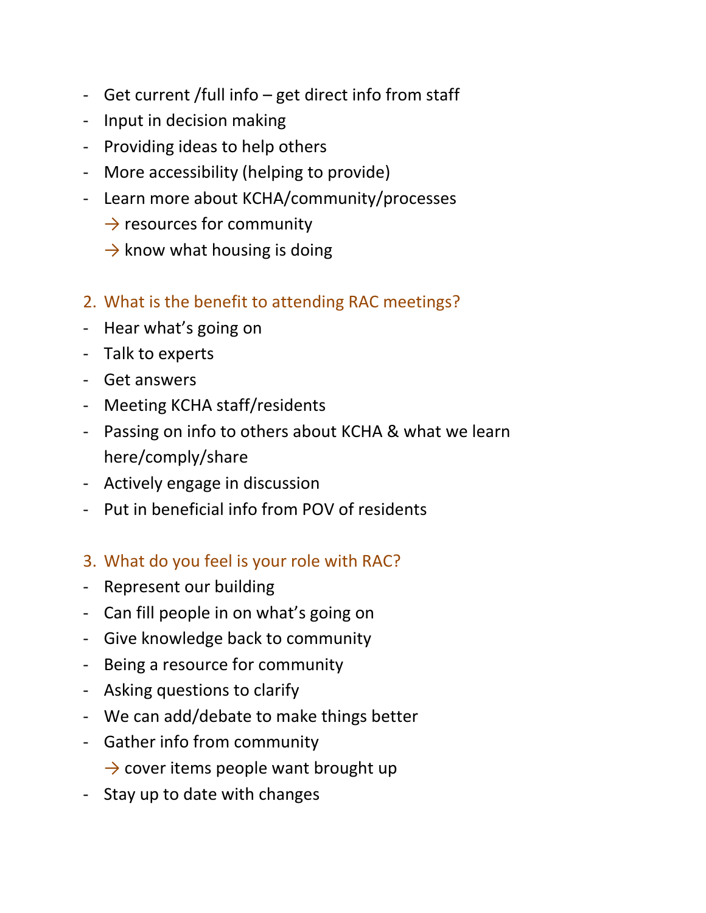- Get current /full info – get direct info from staff
- Input in decision making
- Providing ideas to help others
- More accessibility (helping to provide)
- Learn more about KCHA/community/processes
  → resources for community
  → know what housing is doing

2. What is the benefit to attending RAC meetings?

- Hear what's going on
- Talk to experts
- Get answers
- Meeting KCHA staff/residents
- Passing on info to others about KCHA & what we learn here/comply/share
- Actively engage in discussion
- Put in beneficial info from POV of residents

3. What do you feel is your role with RAC?

- Represent our building
- Can fill people in on what's going on
- Give knowledge back to community
- Being a resource for community
- Asking questions to clarify
- We can add/debate to make things better
- Gather info from community
  → cover items people want brought up
- Stay up to date with changes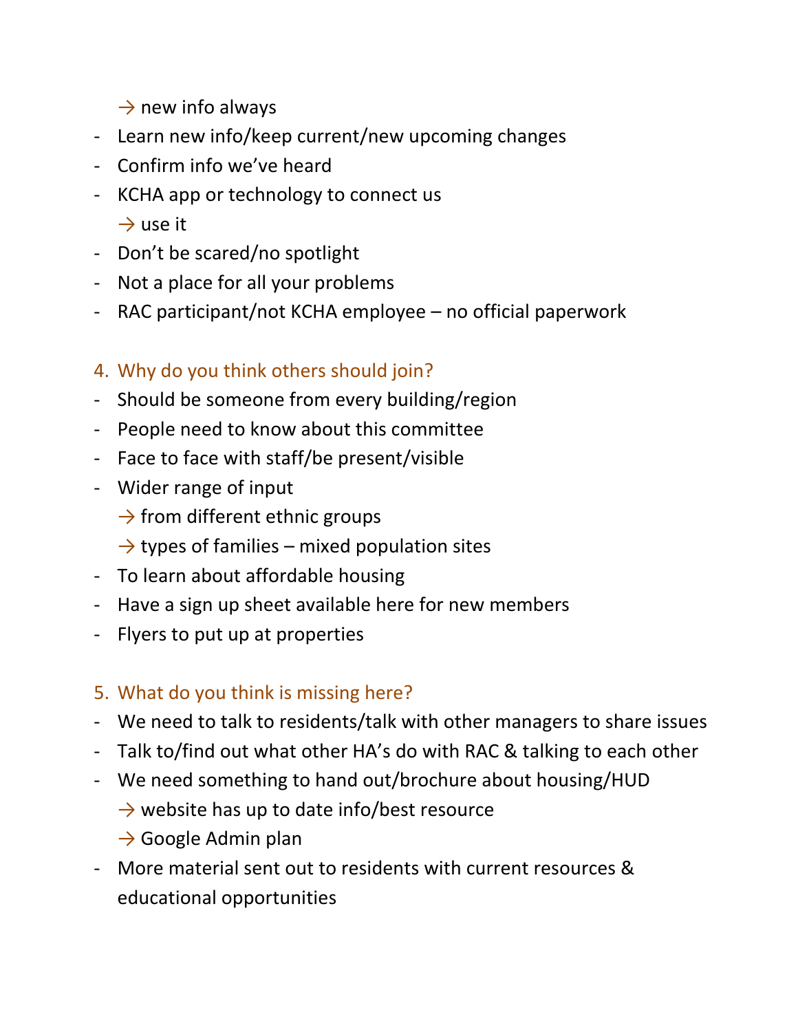→ new info always

- Learn new info/keep current/new upcoming changes
- Confirm info we've heard
- KCHA app or technology to connect us
  - → use it
- Don't be scared/no spotlight
- Not a place for all your problems
- RAC participant/not KCHA employee – no official paperwork

4. Why do you think others should join?

- Should be someone from every building/region
- People need to know about this committee
- Face to face with staff/be present/visible
- Wider range of input
  - → from different ethnic groups
  - → types of families – mixed population sites
- To learn about affordable housing
- Have a sign up sheet available here for new members
- Flyers to put up at properties

5. What do you think is missing here?

- We need to talk to residents/talk with other managers to share issues
- Talk to/find out what other HA's do with RAC & talking to each other
- We need something to hand out/brochure about housing/HUD
  - → website has up to date info/best resource
  - → Google Admin plan
- More material sent out to residents with current resources & educational opportunities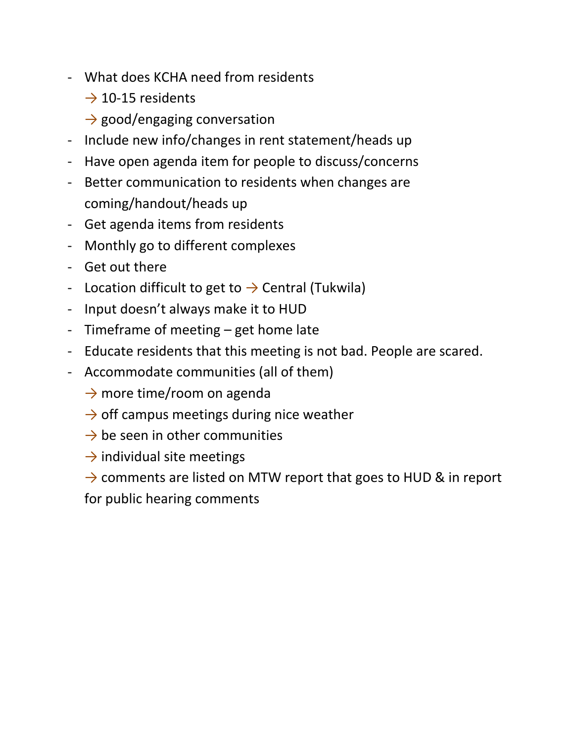- What does KCHA need from residents
  → 10-15 residents
  → good/engaging conversation
- Include new info/changes in rent statement/heads up
- Have open agenda item for people to discuss/concerns
- Better communication to residents when changes are coming/handout/heads up
- Get agenda items from residents
- Monthly go to different complexes
- Get out there
- Location difficult to get to → Central (Tukwila)
- Input doesn't always make it to HUD
- Timeframe of meeting – get home late
- Educate residents that this meeting is not bad. People are scared.
- Accommodate communities (all of them)
  → more time/room on agenda
  → off campus meetings during nice weather
  → be seen in other communities
  → individual site meetings
  → comments are listed on MTW report that goes to HUD & in report for public hearing comments